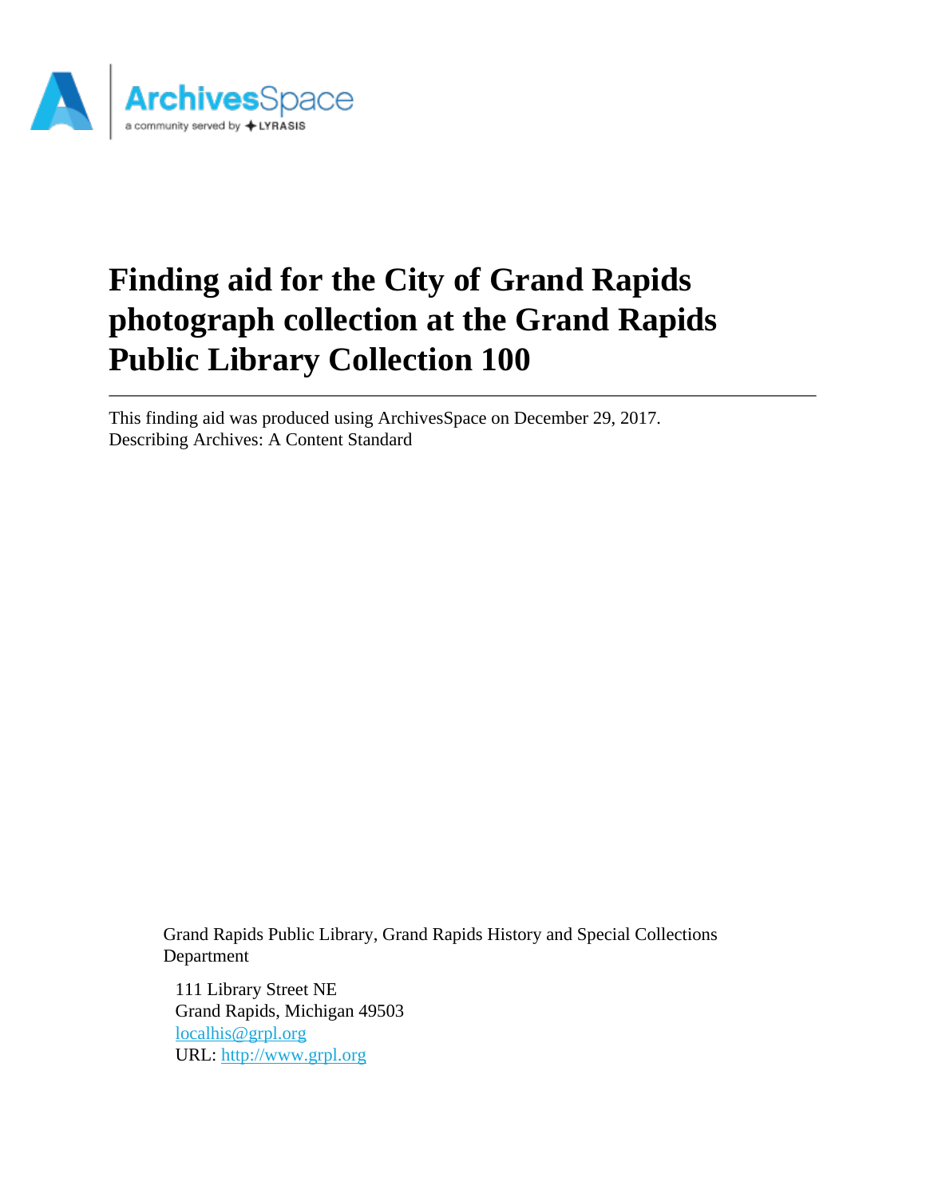# Finding aid for the City of Grand Rapids photograph collection at the Grand Rapids Public Library Collection 100

This finding aid was produced using ArchivesSpace on December 29, 2017.
Describing Archives: A Content Standard

Grand Rapids Public Library, Grand Rapids History and Special Collections Department

111 Library Street NE
Grand Rapids, Michigan 49503
localhis@grpl.org
URL: http://www.grpl.org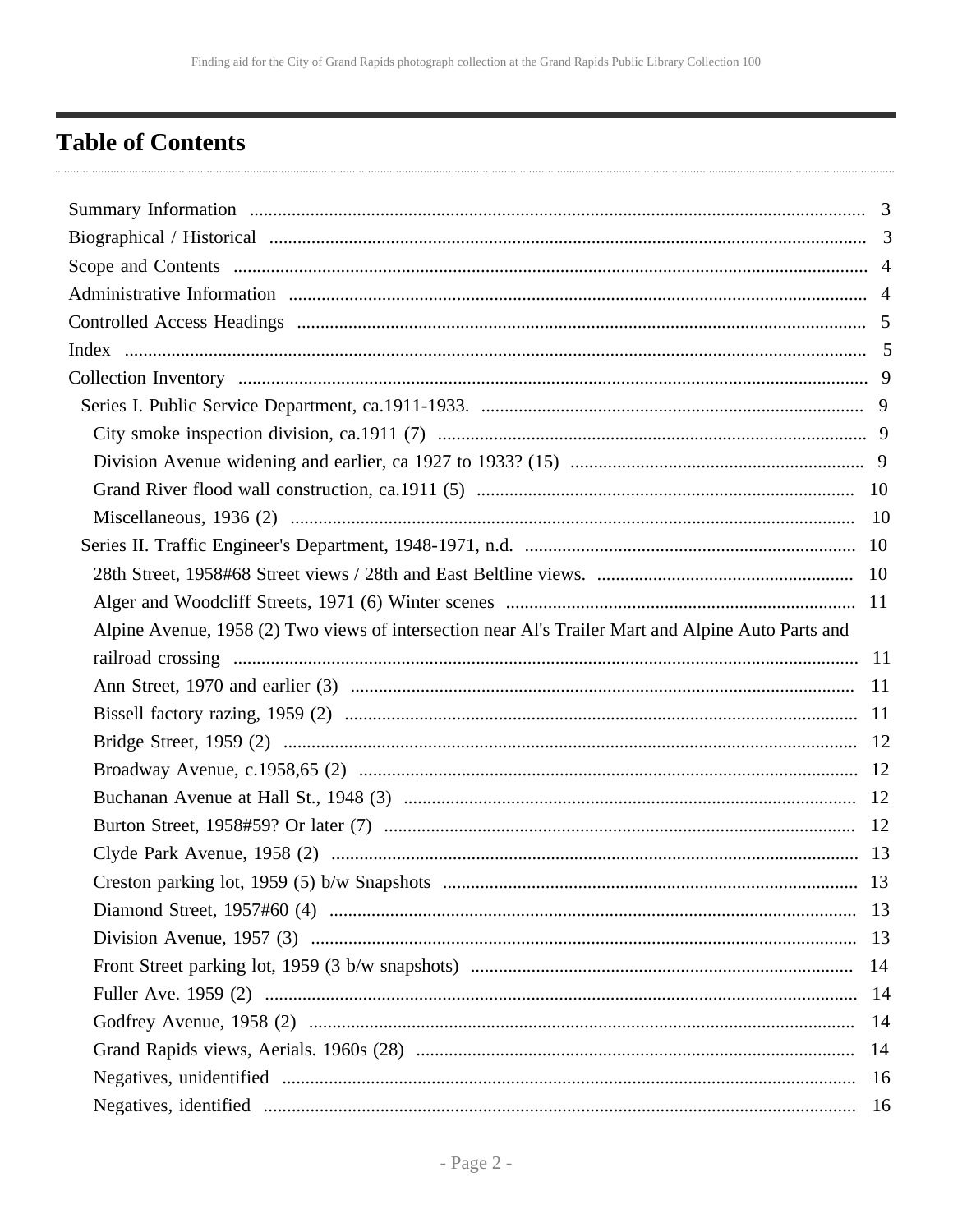# Table of Contents

- Summary Information ... 3
- Biographical / Historical ... 3
- Scope and Contents ... 4
- Administrative Information ... 4
- Controlled Access Headings ... 5
- Index ... 5
- Collection Inventory ... 9
  - Series I. Public Service Department, ca.1911-1933. ... 9
    - City smoke inspection division, ca.1911 (7) ... 9
    - Division Avenue widening and earlier, ca 1927 to 1933? (15) ... 9
    - Grand River flood wall construction, ca.1911 (5) ... 10
    - Miscellaneous, 1936 (2) ... 10
  - Series II. Traffic Engineer's Department, 1948-1971, n.d. ... 10
    - 28th Street, 1958#68 Street views / 28th and East Beltline views. ... 10
    - Alger and Woodcliff Streets, 1971 (6) Winter scenes ... 11
    - Alpine Avenue, 1958 (2) Two views of intersection near Al's Trailer Mart and Alpine Auto Parts and railroad crossing ... 11
    - Ann Street, 1970 and earlier (3) ... 11
    - Bissell factory razing, 1959 (2) ... 11
    - Bridge Street, 1959 (2) ... 12
    - Broadway Avenue, c.1958,65 (2) ... 12
    - Buchanan Avenue at Hall St., 1948 (3) ... 12
    - Burton Street, 1958#59? Or later (7) ... 12
    - Clyde Park Avenue, 1958 (2) ... 13
    - Creston parking lot, 1959 (5) b/w Snapshots ... 13
    - Diamond Street, 1957#60 (4) ... 13
    - Division Avenue, 1957 (3) ... 13
    - Front Street parking lot, 1959 (3 b/w snapshots) ... 14
    - Fuller Ave. 1959 (2) ... 14
    - Godfrey Avenue, 1958 (2) ... 14
    - Grand Rapids views, Aerials. 1960s (28) ... 14
    - Negatives, unidentified ... 16
    - Negatives, identified ... 16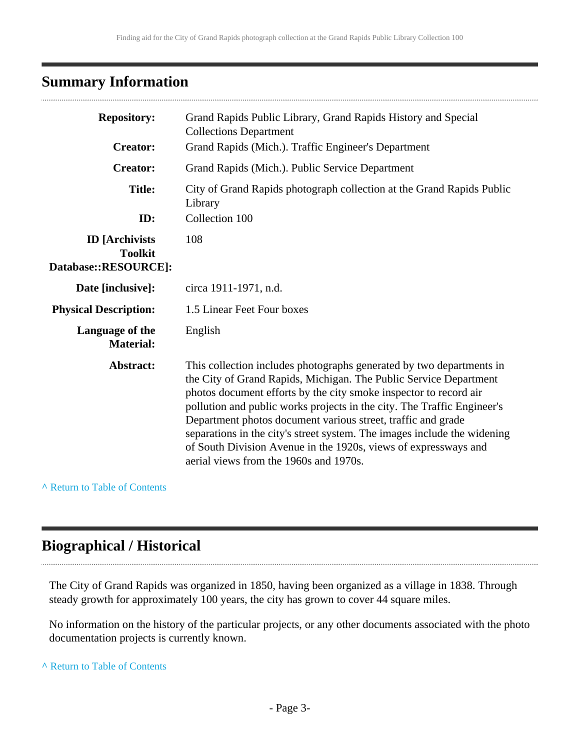## Summary Information

| | |
|---|---|
| **Repository:** | Grand Rapids Public Library, Grand Rapids History and Special Collections Department |
| **Creator:** | Grand Rapids (Mich.). Traffic Engineer's Department |
| **Creator:** | Grand Rapids (Mich.). Public Service Department |
| **Title:** | City of Grand Rapids photograph collection at the Grand Rapids Public Library |
| **ID:** | Collection 100 |
| **ID [Archivists Toolkit Database::RESOURCE]:** | 108 |
| **Date [inclusive]:** | circa 1911-1971, n.d. |
| **Physical Description:** | 1.5 Linear Feet Four boxes |
| **Language of the Material:** | English |
| **Abstract:** | This collection includes photographs generated by two departments in the City of Grand Rapids, Michigan. The Public Service Department photos document efforts by the city smoke inspector to record air pollution and public works projects in the city. The Traffic Engineer's Department photos document various street, traffic and grade separations in the city's street system. The images include the widening of South Division Avenue in the 1920s, views of expressways and aerial views from the 1960s and 1970s. |

^ Return to Table of Contents

## Biographical / Historical

The City of Grand Rapids was organized in 1850, having been organized as a village in 1838. Through steady growth for approximately 100 years, the city has grown to cover 44 square miles.

No information on the history of the particular projects, or any other documents associated with the photo documentation projects is currently known.

^ Return to Table of Contents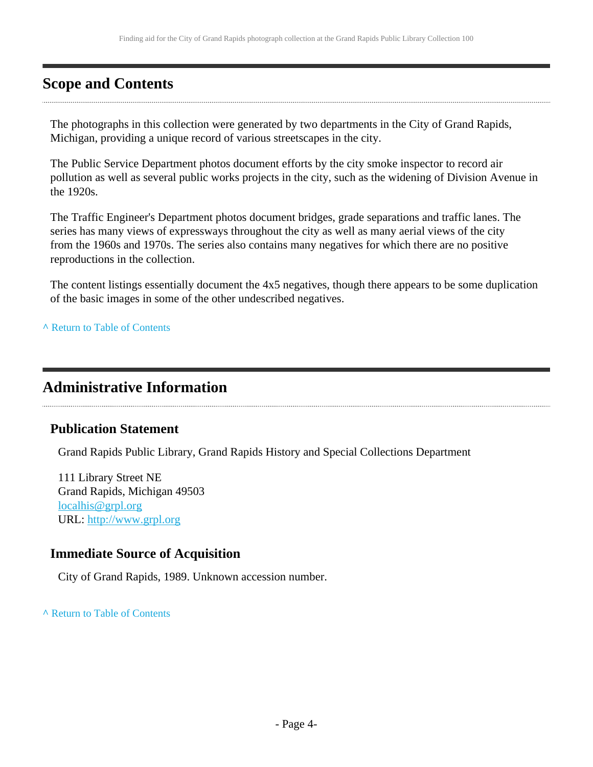## Scope and Contents

The photographs in this collection were generated by two departments in the City of Grand Rapids, Michigan, providing a unique record of various streetscapes in the city.

The Public Service Department photos document efforts by the city smoke inspector to record air pollution as well as several public works projects in the city, such as the widening of Division Avenue in the 1920s.

The Traffic Engineer's Department photos document bridges, grade separations and traffic lanes. The series has many views of expressways throughout the city as well as many aerial views of the city from the 1960s and 1970s. The series also contains many negatives for which there are no positive reproductions in the collection.

The content listings essentially document the 4x5 negatives, though there appears to be some duplication of the basic images in some of the other undescribed negatives.

^ Return to Table of Contents

## Administrative Information

### Publication Statement

Grand Rapids Public Library, Grand Rapids History and Special Collections Department

111 Library Street NE  
Grand Rapids, Michigan 49503  
localhis@grpl.org  
URL: http://www.grpl.org

### Immediate Source of Acquisition

City of Grand Rapids, 1989. Unknown accession number.

^ Return to Table of Contents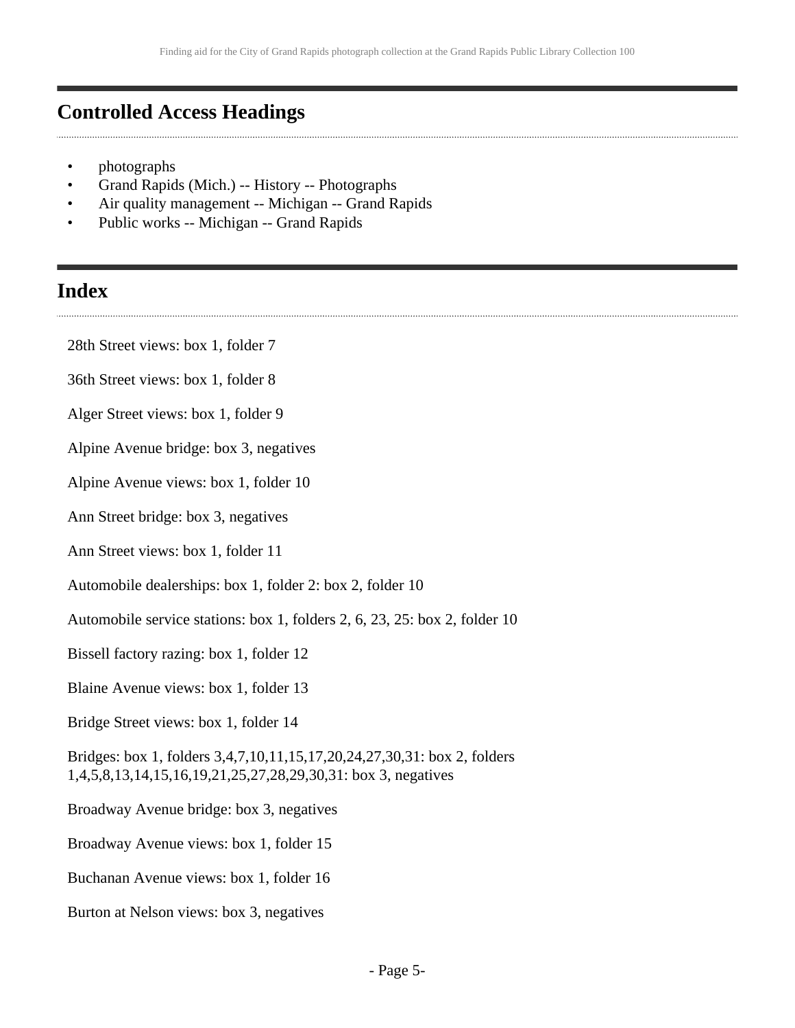## Controlled Access Headings

- photographs
- Grand Rapids (Mich.) -- History -- Photographs
- Air quality management -- Michigan -- Grand Rapids
- Public works -- Michigan -- Grand Rapids

## Index

28th Street views: box 1, folder 7

36th Street views: box 1, folder 8

Alger Street views: box 1, folder 9

Alpine Avenue bridge: box 3, negatives

Alpine Avenue views: box 1, folder 10

Ann Street bridge: box 3, negatives

Ann Street views: box 1, folder 11

Automobile dealerships: box 1, folder 2: box 2, folder 10

Automobile service stations: box 1, folders 2, 6, 23, 25: box 2, folder 10

Bissell factory razing: box 1, folder 12

Blaine Avenue views: box 1, folder 13

Bridge Street views: box 1, folder 14

Bridges: box 1, folders 3,4,7,10,11,15,17,20,24,27,30,31: box 2, folders 1,4,5,8,13,14,15,16,19,21,25,27,28,29,30,31: box 3, negatives

Broadway Avenue bridge: box 3, negatives

Broadway Avenue views: box 1, folder 15

Buchanan Avenue views: box 1, folder 16

Burton at Nelson views: box 3, negatives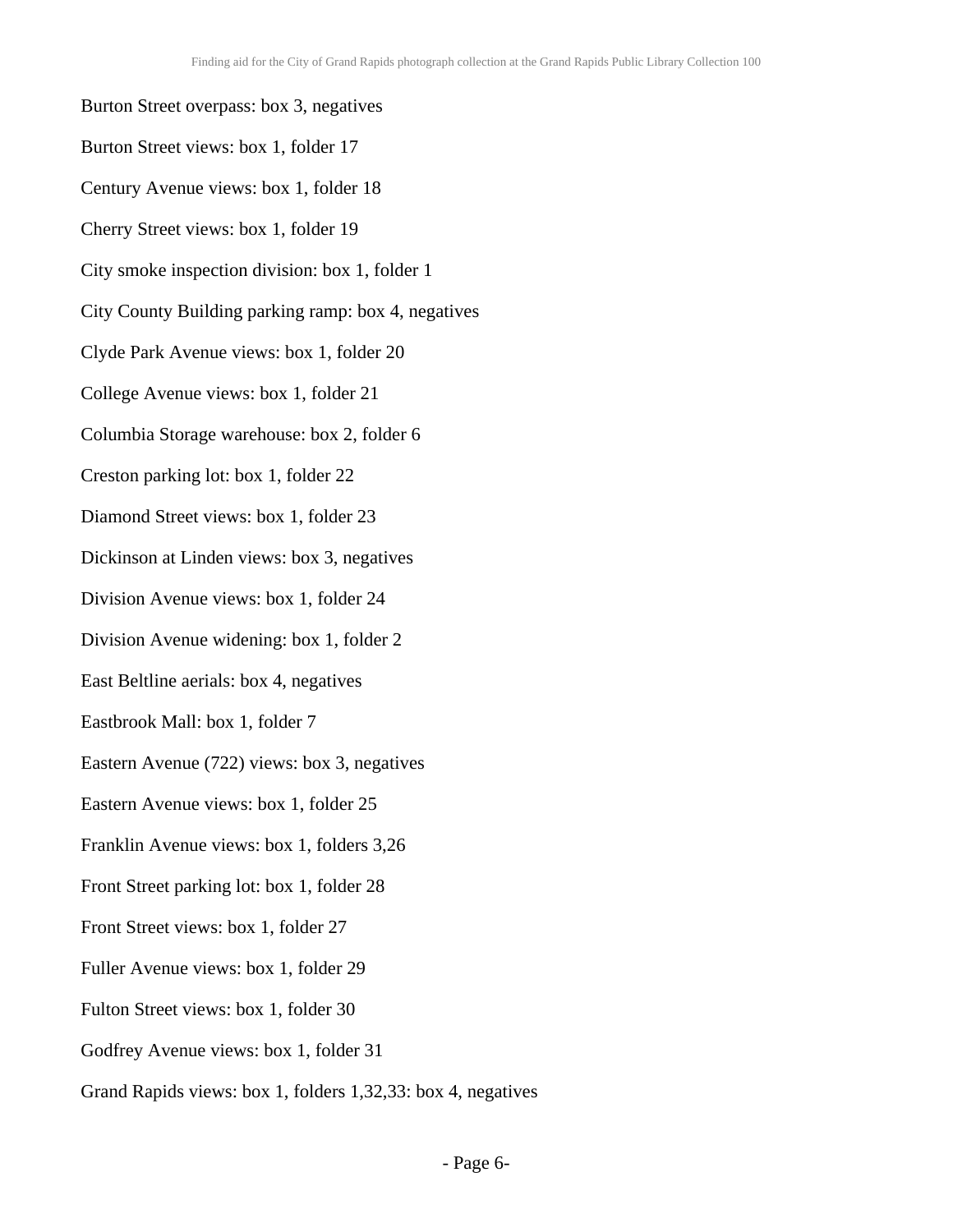Burton Street overpass: box 3, negatives

Burton Street views: box 1, folder 17

Century Avenue views: box 1, folder 18

Cherry Street views: box 1, folder 19

City smoke inspection division: box 1, folder 1

City County Building parking ramp: box 4, negatives

Clyde Park Avenue views: box 1, folder 20

College Avenue views: box 1, folder 21

Columbia Storage warehouse: box 2, folder 6

Creston parking lot: box 1, folder 22

Diamond Street views: box 1, folder 23

Dickinson at Linden views: box 3, negatives

Division Avenue views: box 1, folder 24

Division Avenue widening: box 1, folder 2

East Beltline aerials: box 4, negatives

Eastbrook Mall: box 1, folder 7

Eastern Avenue (722) views: box 3, negatives

Eastern Avenue views: box 1, folder 25

Franklin Avenue views: box 1, folders 3,26

Front Street parking lot: box 1, folder 28

Front Street views: box 1, folder 27

Fuller Avenue views: box 1, folder 29

Fulton Street views: box 1, folder 30

Godfrey Avenue views: box 1, folder 31

Grand Rapids views: box 1, folders 1,32,33: box 4, negatives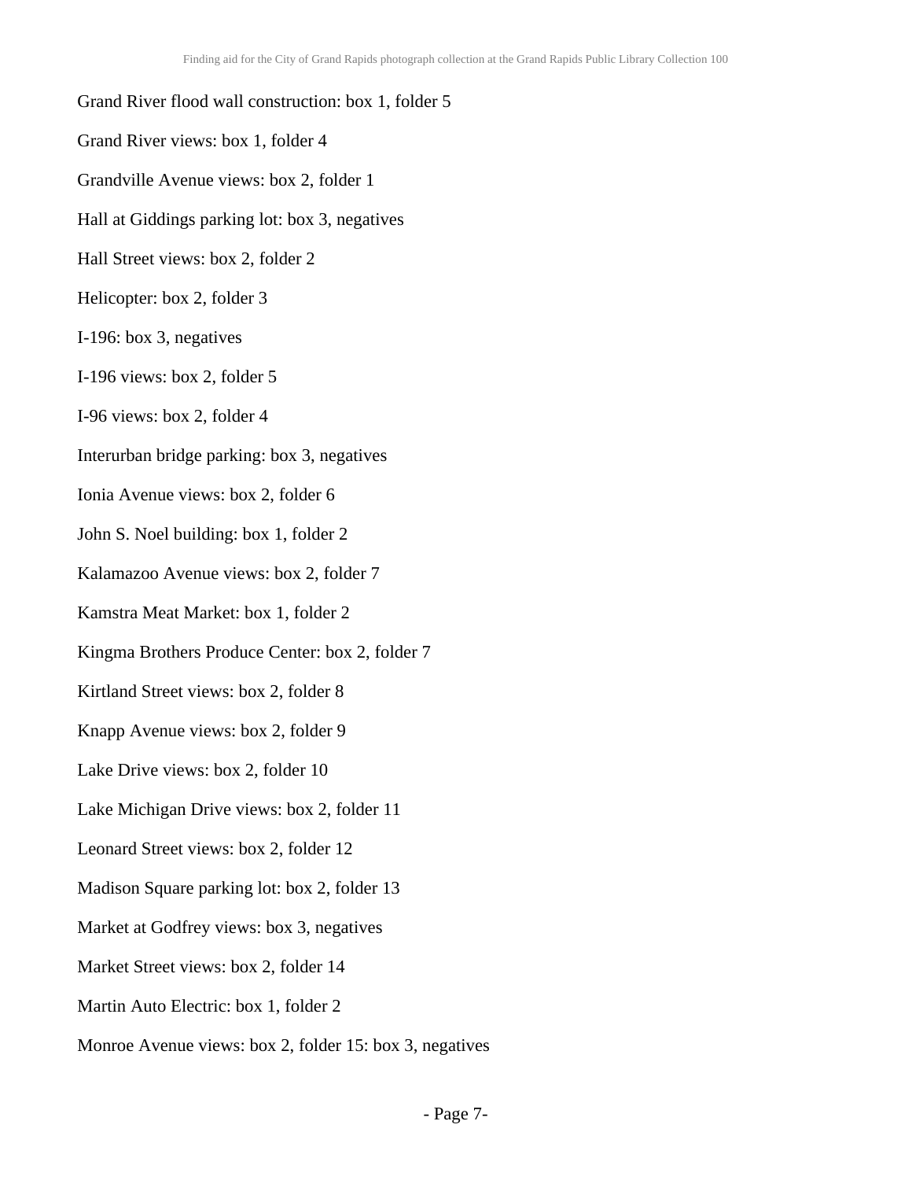Grand River flood wall construction: box 1, folder 5

Grand River views: box 1, folder 4

Grandville Avenue views: box 2, folder 1

Hall at Giddings parking lot: box 3, negatives

Hall Street views: box 2, folder 2

Helicopter: box 2, folder 3

I-196: box 3, negatives

I-196 views: box 2, folder 5

I-96 views: box 2, folder 4

Interurban bridge parking: box 3, negatives

Ionia Avenue views: box 2, folder 6

John S. Noel building: box 1, folder 2

Kalamazoo Avenue views: box 2, folder 7

Kamstra Meat Market: box 1, folder 2

Kingma Brothers Produce Center: box 2, folder 7

Kirtland Street views: box 2, folder 8

Knapp Avenue views: box 2, folder 9

Lake Drive views: box 2, folder 10

Lake Michigan Drive views: box 2, folder 11

Leonard Street views: box 2, folder 12

Madison Square parking lot: box 2, folder 13

Market at Godfrey views: box 3, negatives

Market Street views: box 2, folder 14

Martin Auto Electric: box 1, folder 2

Monroe Avenue views: box 2, folder 15: box 3, negatives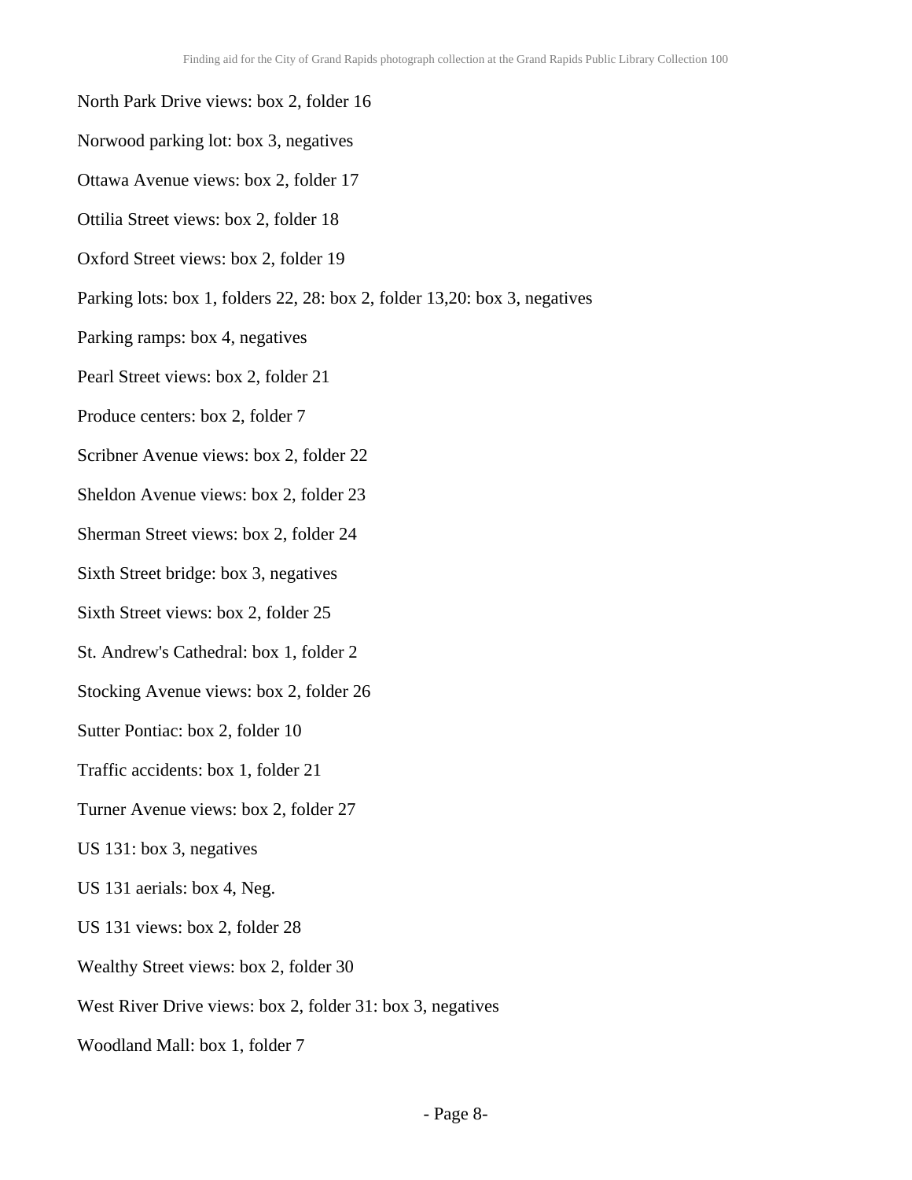North Park Drive views: box 2, folder 16

Norwood parking lot: box 3, negatives

Ottawa Avenue views: box 2, folder 17

Ottilia Street views: box 2, folder 18

Oxford Street views: box 2, folder 19

Parking lots: box 1, folders 22, 28: box 2, folder 13,20: box 3, negatives

Parking ramps: box 4, negatives

Pearl Street views: box 2, folder 21

Produce centers: box 2, folder 7

Scribner Avenue views: box 2, folder 22

Sheldon Avenue views: box 2, folder 23

Sherman Street views: box 2, folder 24

Sixth Street bridge: box 3, negatives

Sixth Street views: box 2, folder 25

St. Andrew's Cathedral: box 1, folder 2

Stocking Avenue views: box 2, folder 26

Sutter Pontiac: box 2, folder 10

Traffic accidents: box 1, folder 21

Turner Avenue views: box 2, folder 27

US 131: box 3, negatives

US 131 aerials: box 4, Neg.

US 131 views: box 2, folder 28

Wealthy Street views: box 2, folder 30

West River Drive views: box 2, folder 31: box 3, negatives

Woodland Mall: box 1, folder 7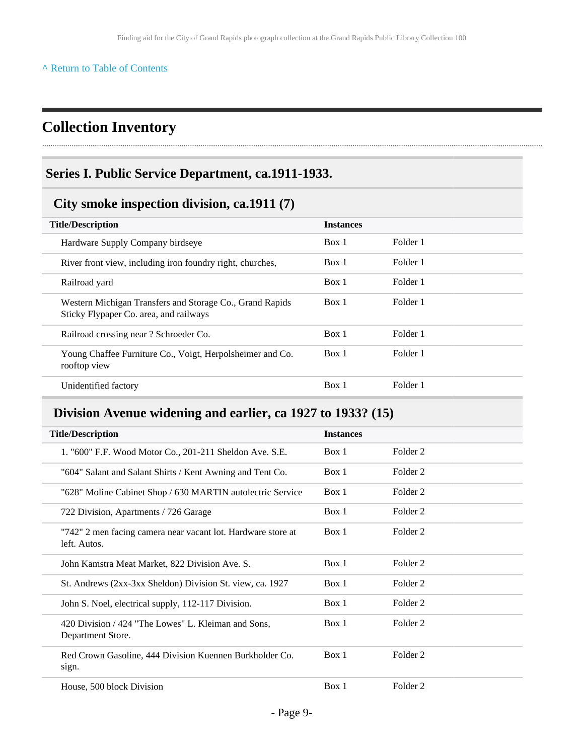^ Return to Table of Contents

## Collection Inventory

### Series I. Public Service Department, ca.1911-1933.

#### City smoke inspection division, ca.1911 (7)

| Title/Description | Instances | |
|---|---|---|
| Hardware Supply Company birdseye | Box 1 | Folder 1 |
| River front view, including iron foundry right, churches, | Box 1 | Folder 1 |
| Railroad yard | Box 1 | Folder 1 |
| Western Michigan Transfers and Storage Co., Grand Rapids Sticky Flypaper Co. area, and railways | Box 1 | Folder 1 |
| Railroad crossing near ? Schroeder Co. | Box 1 | Folder 1 |
| Young Chaffee Furniture Co., Voigt, Herpolsheimer and Co. rooftop view | Box 1 | Folder 1 |
| Unidentified factory | Box 1 | Folder 1 |

#### Division Avenue widening and earlier, ca 1927 to 1933? (15)

| Title/Description | Instances | |
|---|---|---|
| 1. "600" F.F. Wood Motor Co., 201-211 Sheldon Ave. S.E. | Box 1 | Folder 2 |
| "604" Salant and Salant Shirts / Kent Awning and Tent Co. | Box 1 | Folder 2 |
| "628" Moline Cabinet Shop / 630 MARTIN autolectric Service | Box 1 | Folder 2 |
| 722 Division, Apartments / 726 Garage | Box 1 | Folder 2 |
| "742" 2 men facing camera near vacant lot. Hardware store at left. Autos. | Box 1 | Folder 2 |
| John Kamstra Meat Market, 822 Division Ave. S. | Box 1 | Folder 2 |
| St. Andrews (2xx-3xx Sheldon) Division St. view, ca. 1927 | Box 1 | Folder 2 |
| John S. Noel, electrical supply, 112-117 Division. | Box 1 | Folder 2 |
| 420 Division / 424 "The Lowes" L. Kleiman and Sons, Department Store. | Box 1 | Folder 2 |
| Red Crown Gasoline, 444 Division Kuennen Burkholder Co. sign. | Box 1 | Folder 2 |
| House, 500 block Division | Box 1 | Folder 2 |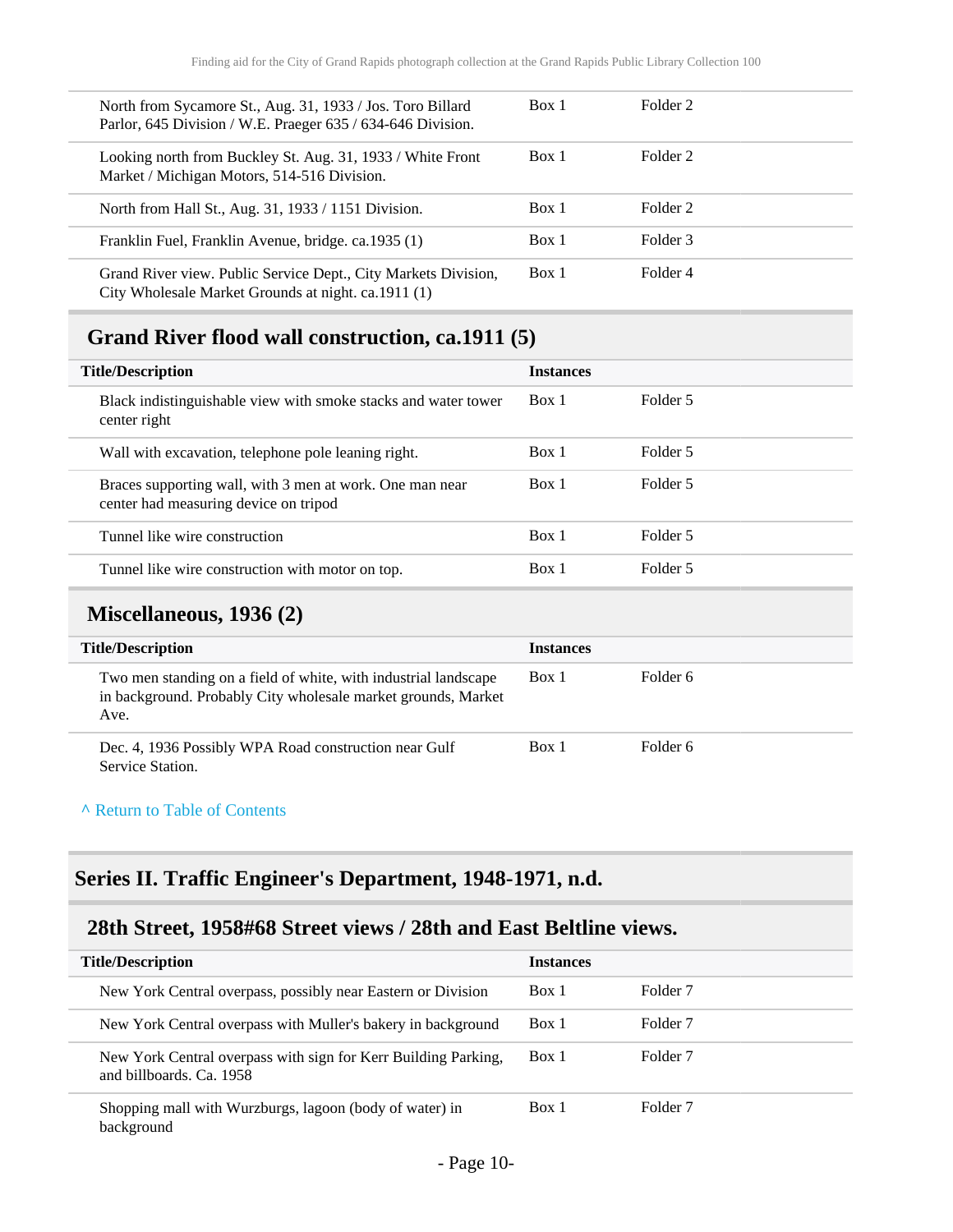| Title/Description | Instances | |
|---|---|---|
| North from Sycamore St., Aug. 31, 1933 / Jos. Toro Billard Parlor, 645 Division / W.E. Praeger 635 / 634-646 Division. | Box 1 | Folder 2 |
| Looking north from Buckley St. Aug. 31, 1933 / White Front Market / Michigan Motors, 514-516 Division. | Box 1 | Folder 2 |
| North from Hall St., Aug. 31, 1933 / 1151 Division. | Box 1 | Folder 2 |
| Franklin Fuel, Franklin Avenue, bridge. ca.1935 (1) | Box 1 | Folder 3 |
| Grand River view. Public Service Dept., City Markets Division, City Wholesale Market Grounds at night. ca.1911 (1) | Box 1 | Folder 4 |

## Grand River flood wall construction, ca.1911 (5)

| Title/Description | Instances | |
|---|---|---|
| Black indistinguishable view with smoke stacks and water tower center right | Box 1 | Folder 5 |
| Wall with excavation, telephone pole leaning right. | Box 1 | Folder 5 |
| Braces supporting wall, with 3 men at work. One man near center had measuring device on tripod | Box 1 | Folder 5 |
| Tunnel like wire construction | Box 1 | Folder 5 |
| Tunnel like wire construction with motor on top. | Box 1 | Folder 5 |

## Miscellaneous, 1936 (2)

| Title/Description | Instances | |
|---|---|---|
| Two men standing on a field of white, with industrial landscape in background. Probably City wholesale market grounds, Market Ave. | Box 1 | Folder 6 |
| Dec. 4, 1936 Possibly WPA Road construction near Gulf Service Station. | Box 1 | Folder 6 |

^ Return to Table of Contents

# Series II. Traffic Engineer's Department, 1948-1971, n.d.

## 28th Street, 1958#68 Street views / 28th and East Beltline views.

| Title/Description | Instances | |
|---|---|---|
| New York Central overpass, possibly near Eastern or Division | Box 1 | Folder 7 |
| New York Central overpass with Muller's bakery in background | Box 1 | Folder 7 |
| New York Central overpass with sign for Kerr Building Parking, and billboards. Ca. 1958 | Box 1 | Folder 7 |
| Shopping mall with Wurzburgs, lagoon (body of water) in background | Box 1 | Folder 7 |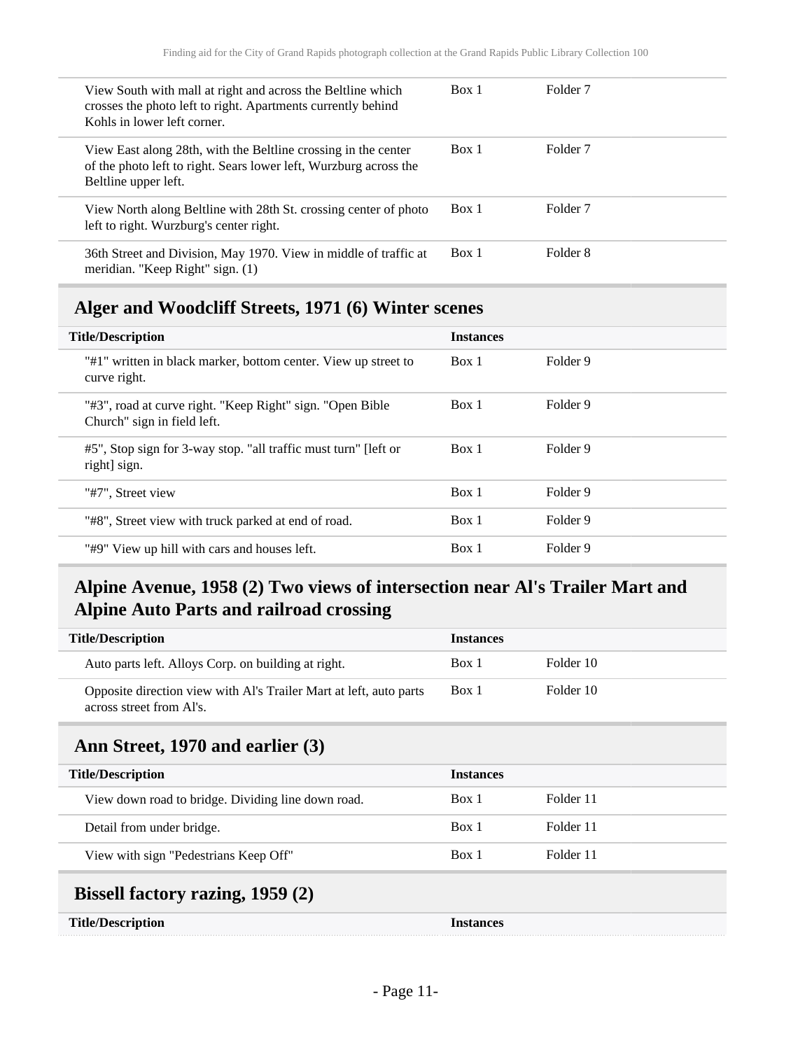| Title/Description | Instances | |
|---|---|---|
| View South with mall at right and across the Beltline which crosses the photo left to right. Apartments currently behind Kohls in lower left corner. | Box 1 | Folder 7 |
| View East along 28th, with the Beltline crossing in the center of the photo left to right. Sears lower left, Wurzburg across the Beltline upper left. | Box 1 | Folder 7 |
| View North along Beltline with 28th St. crossing center of photo left to right. Wurzburg's center right. | Box 1 | Folder 7 |
| 36th Street and Division, May 1970. View in middle of traffic at meridian. "Keep Right" sign. (1) | Box 1 | Folder 8 |

## Alger and Woodcliff Streets, 1971 (6) Winter scenes

| Title/Description | Instances | |
|---|---|---|
| "#1" written in black marker, bottom center. View up street to curve right. | Box 1 | Folder 9 |
| "#3", road at curve right. "Keep Right" sign. "Open Bible Church" sign in field left. | Box 1 | Folder 9 |
| #5", Stop sign for 3-way stop. "all traffic must turn" [left or right] sign. | Box 1 | Folder 9 |
| "#7", Street view | Box 1 | Folder 9 |
| "#8", Street view with truck parked at end of road. | Box 1 | Folder 9 |
| "#9" View up hill with cars and houses left. | Box 1 | Folder 9 |

## Alpine Avenue, 1958 (2) Two views of intersection near Al's Trailer Mart and Alpine Auto Parts and railroad crossing

| Title/Description | Instances | |
|---|---|---|
| Auto parts left. Alloys Corp. on building at right. | Box 1 | Folder 10 |
| Opposite direction view with Al's Trailer Mart at left, auto parts across street from Al's. | Box 1 | Folder 10 |

## Ann Street, 1970 and earlier (3)

| Title/Description | Instances | |
|---|---|---|
| View down road to bridge. Dividing line down road. | Box 1 | Folder 11 |
| Detail from under bridge. | Box 1 | Folder 11 |
| View with sign "Pedestrians Keep Off" | Box 1 | Folder 11 |

## Bissell factory razing, 1959 (2)

| Title/Description | Instances |
|---|---|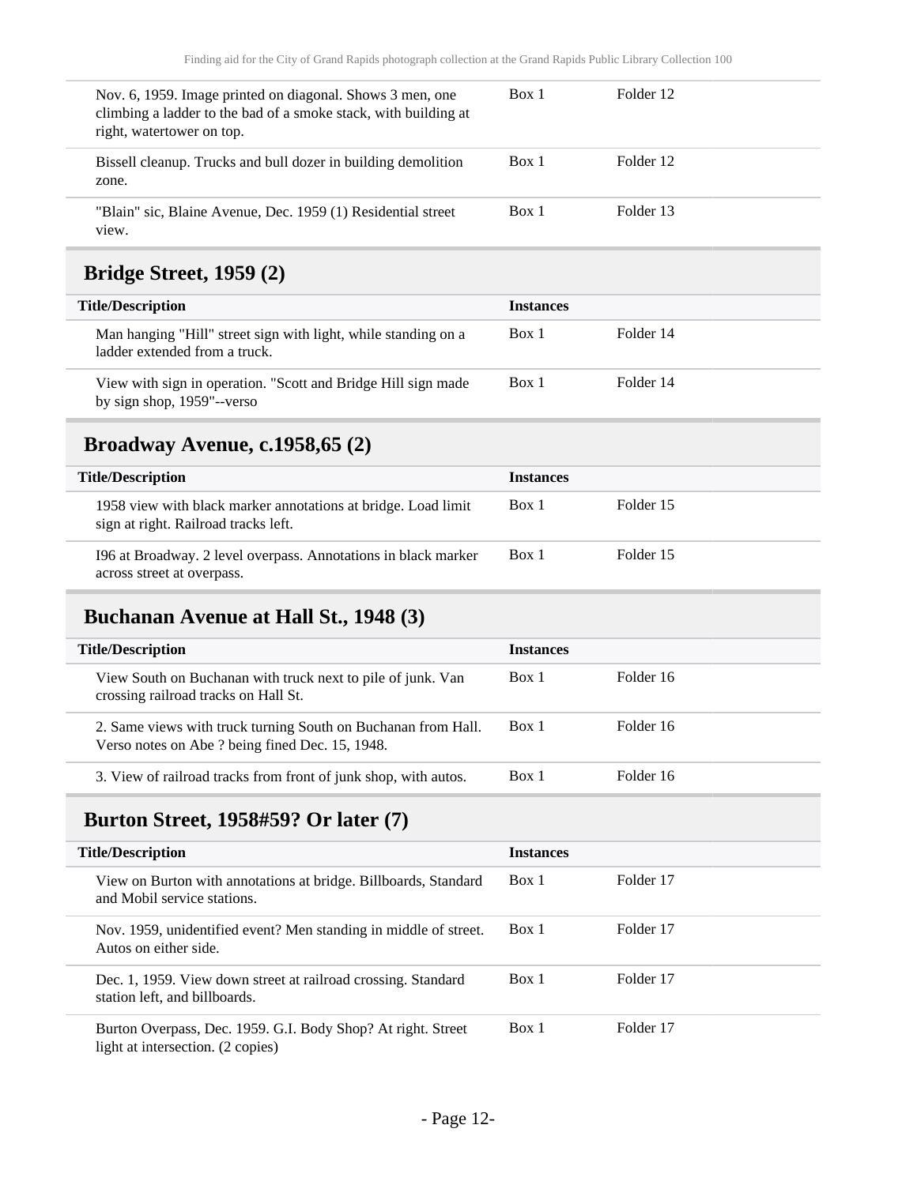| | | |
|---|---|---|
| Nov. 6, 1959. Image printed on diagonal. Shows 3 men, one climbing a ladder to the bad of a smoke stack, with building at right, watertower on top. | Box 1 | Folder 12 |
| Bissell cleanup. Trucks and bull dozer in building demolition zone. | Box 1 | Folder 12 |
| "Blain" sic, Blaine Avenue, Dec. 1959 (1) Residential street view. | Box 1 | Folder 13 |

## Bridge Street, 1959 (2)

| Title/Description | Instances | |
|---|---|---|
| Man hanging "Hill" street sign with light, while standing on a ladder extended from a truck. | Box 1 | Folder 14 |
| View with sign in operation. "Scott and Bridge Hill sign made by sign shop, 1959"--verso | Box 1 | Folder 14 |

## Broadway Avenue, c.1958,65 (2)

| Title/Description | Instances | |
|---|---|---|
| 1958 view with black marker annotations at bridge. Load limit sign at right. Railroad tracks left. | Box 1 | Folder 15 |
| I96 at Broadway. 2 level overpass. Annotations in black marker across street at overpass. | Box 1 | Folder 15 |

## Buchanan Avenue at Hall St., 1948 (3)

| Title/Description | Instances | |
|---|---|---|
| View South on Buchanan with truck next to pile of junk. Van crossing railroad tracks on Hall St. | Box 1 | Folder 16 |
| 2. Same views with truck turning South on Buchanan from Hall. Verso notes on Abe ? being fined Dec. 15, 1948. | Box 1 | Folder 16 |
| 3. View of railroad tracks from front of junk shop, with autos. | Box 1 | Folder 16 |

## Burton Street, 1958#59? Or later (7)

| Title/Description | Instances | |
|---|---|---|
| View on Burton with annotations at bridge. Billboards, Standard and Mobil service stations. | Box 1 | Folder 17 |
| Nov. 1959, unidentified event? Men standing in middle of street. Autos on either side. | Box 1 | Folder 17 |
| Dec. 1, 1959. View down street at railroad crossing. Standard station left, and billboards. | Box 1 | Folder 17 |
| Burton Overpass, Dec. 1959. G.I. Body Shop? At right. Street light at intersection. (2 copies) | Box 1 | Folder 17 |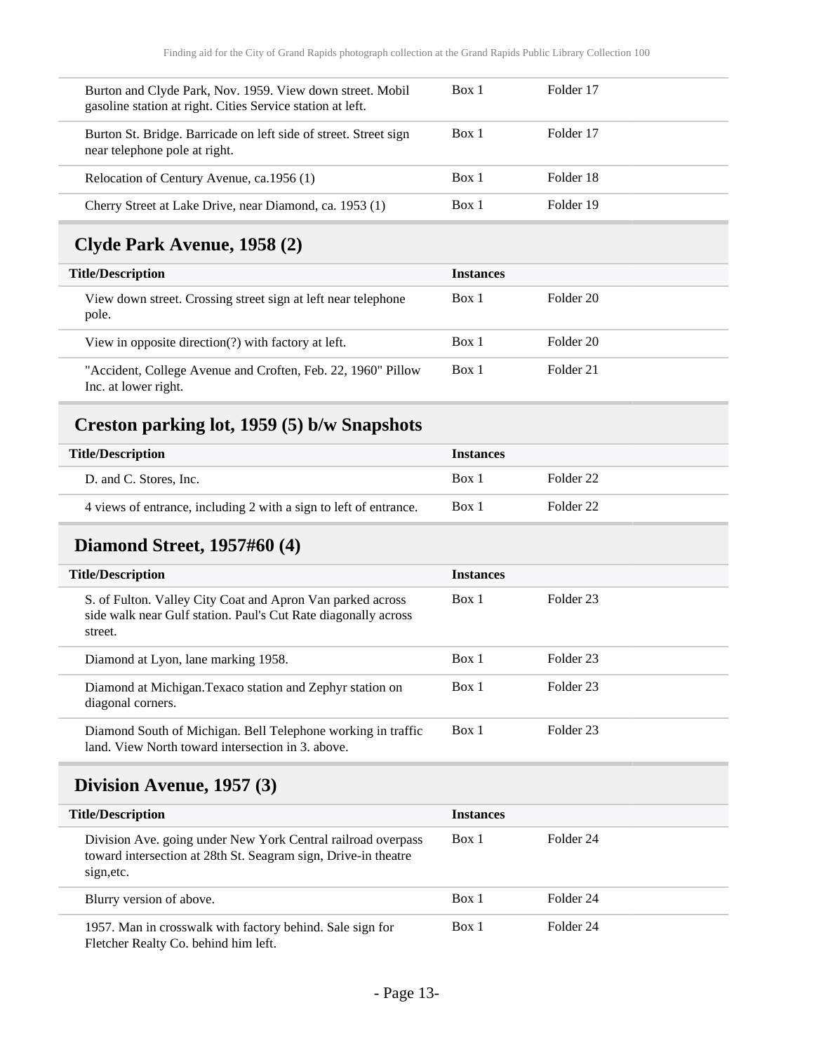| | | |
|---|---|---|
| Burton and Clyde Park, Nov. 1959. View down street. Mobil gasoline station at right. Cities Service station at left. | Box 1 | Folder 17 |
| Burton St. Bridge. Barricade on left side of street. Street sign near telephone pole at right. | Box 1 | Folder 17 |
| Relocation of Century Avenue, ca.1956 (1) | Box 1 | Folder 18 |
| Cherry Street at Lake Drive, near Diamond, ca. 1953 (1) | Box 1 | Folder 19 |

## Clyde Park Avenue, 1958 (2)

| Title/Description | Instances | |
|---|---|---|
| View down street. Crossing street sign at left near telephone pole. | Box 1 | Folder 20 |
| View in opposite direction(?) with factory at left. | Box 1 | Folder 20 |
| "Accident, College Avenue and Croften, Feb. 22, 1960" Pillow Inc. at lower right. | Box 1 | Folder 21 |

## Creston parking lot, 1959 (5) b/w Snapshots

| Title/Description | Instances | |
|---|---|---|
| D. and C. Stores, Inc. | Box 1 | Folder 22 |
| 4 views of entrance, including 2 with a sign to left of entrance. | Box 1 | Folder 22 |

## Diamond Street, 1957#60 (4)

| Title/Description | Instances | |
|---|---|---|
| S. of Fulton. Valley City Coat and Apron Van parked across side walk near Gulf station. Paul's Cut Rate diagonally across street. | Box 1 | Folder 23 |
| Diamond at Lyon, lane marking 1958. | Box 1 | Folder 23 |
| Diamond at Michigan.Texaco station and Zephyr station on diagonal corners. | Box 1 | Folder 23 |
| Diamond South of Michigan. Bell Telephone working in traffic land. View North toward intersection in 3. above. | Box 1 | Folder 23 |

## Division Avenue, 1957 (3)

| Title/Description | Instances | |
|---|---|---|
| Division Ave. going under New York Central railroad overpass toward intersection at 28th St. Seagram sign, Drive-in theatre sign,etc. | Box 1 | Folder 24 |
| Blurry version of above. | Box 1 | Folder 24 |
| 1957. Man in crosswalk with factory behind. Sale sign for Fletcher Realty Co. behind him left. | Box 1 | Folder 24 |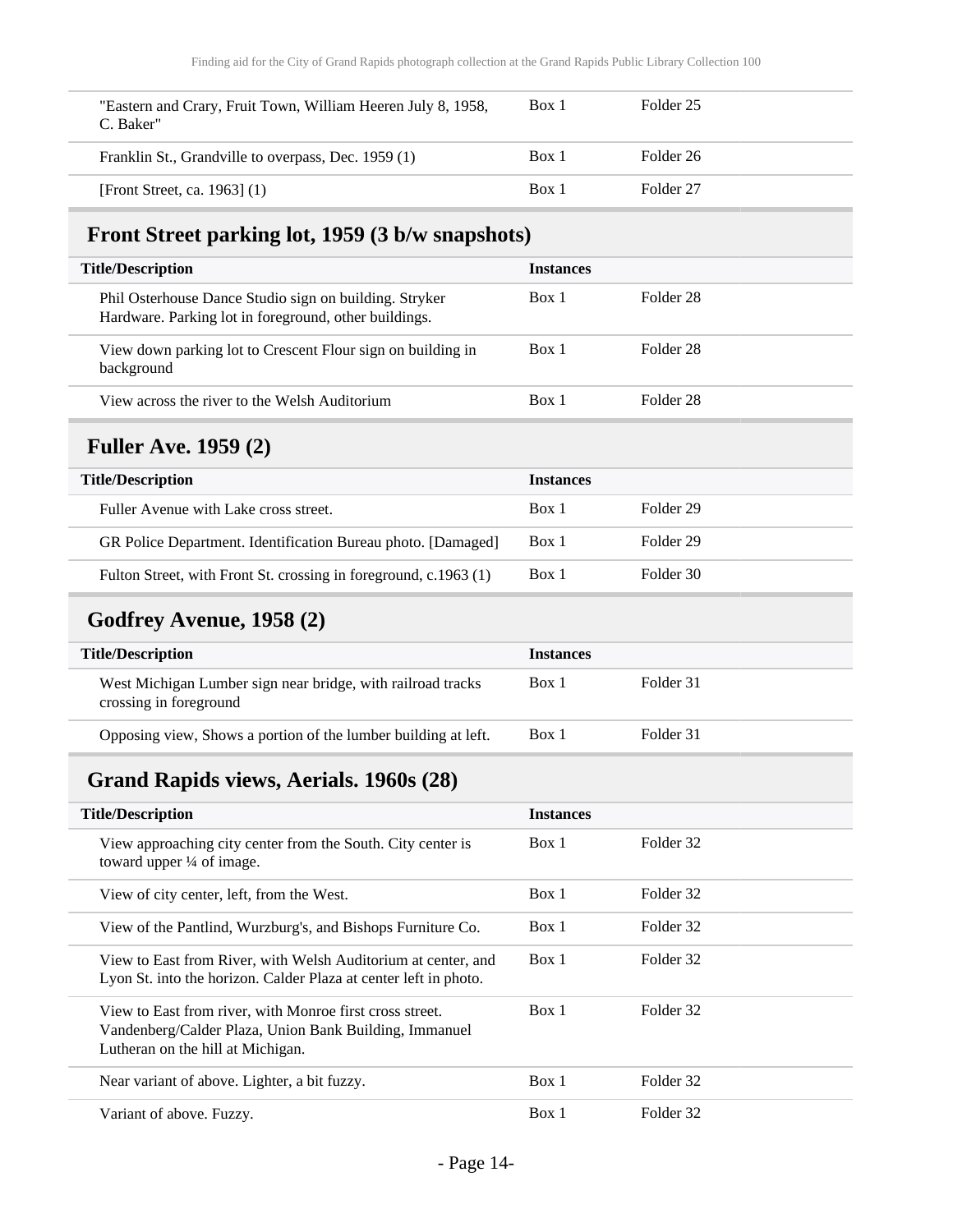| | | |
|---|---|---|
| "Eastern and Crary, Fruit Town, William Heeren July 8, 1958, C. Baker" | Box 1 | Folder 25 |
| Franklin St., Grandville to overpass, Dec. 1959 (1) | Box 1 | Folder 26 |
| [Front Street, ca. 1963] (1) | Box 1 | Folder 27 |

## Front Street parking lot, 1959 (3 b/w snapshots)

| Title/Description | Instances | |
|---|---|---|
| Phil Osterhouse Dance Studio sign on building. Stryker Hardware. Parking lot in foreground, other buildings. | Box 1 | Folder 28 |
| View down parking lot to Crescent Flour sign on building in background | Box 1 | Folder 28 |
| View across the river to the Welsh Auditorium | Box 1 | Folder 28 |

## Fuller Ave. 1959 (2)

| Title/Description | Instances | |
|---|---|---|
| Fuller Avenue with Lake cross street. | Box 1 | Folder 29 |
| GR Police Department. Identification Bureau photo. [Damaged] | Box 1 | Folder 29 |
| Fulton Street, with Front St. crossing in foreground, c.1963 (1) | Box 1 | Folder 30 |

## Godfrey Avenue, 1958 (2)

| Title/Description | Instances | |
|---|---|---|
| West Michigan Lumber sign near bridge, with railroad tracks crossing in foreground | Box 1 | Folder 31 |
| Opposing view, Shows a portion of the lumber building at left. | Box 1 | Folder 31 |

## Grand Rapids views, Aerials. 1960s (28)

| Title/Description | Instances | |
|---|---|---|
| View approaching city center from the South. City center is toward upper ¼ of image. | Box 1 | Folder 32 |
| View of city center, left, from the West. | Box 1 | Folder 32 |
| View of the Pantlind, Wurzburg's, and Bishops Furniture Co. | Box 1 | Folder 32 |
| View to East from River, with Welsh Auditorium at center, and Lyon St. into the horizon. Calder Plaza at center left in photo. | Box 1 | Folder 32 |
| View to East from river, with Monroe first cross street. Vandenberg/Calder Plaza, Union Bank Building, Immanuel Lutheran on the hill at Michigan. | Box 1 | Folder 32 |
| Near variant of above. Lighter, a bit fuzzy. | Box 1 | Folder 32 |
| Variant of above. Fuzzy. | Box 1 | Folder 32 |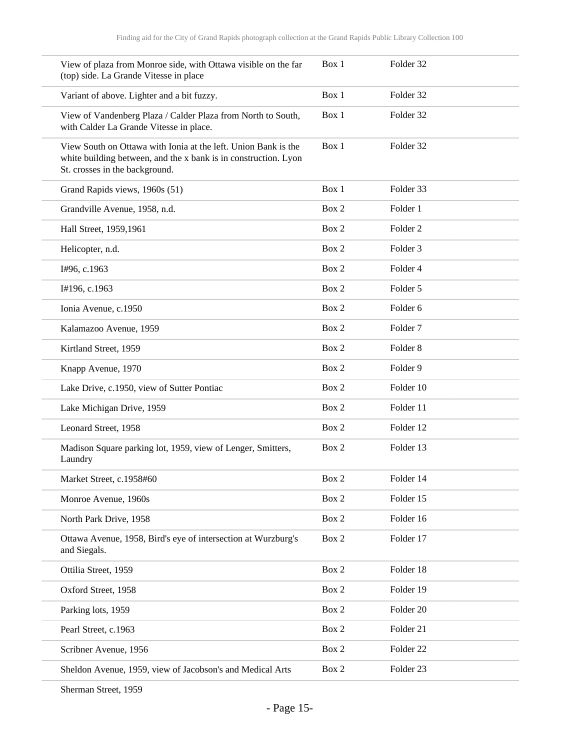| | | |
|---|---|---|
| View of plaza from Monroe side, with Ottawa visible on the far (top) side. La Grande Vitesse in place | Box 1 | Folder 32 |
| Variant of above. Lighter and a bit fuzzy. | Box 1 | Folder 32 |
| View of Vandenberg Plaza / Calder Plaza from North to South, with Calder La Grande Vitesse in place. | Box 1 | Folder 32 |
| View South on Ottawa with Ionia at the left. Union Bank is the white building between, and the x bank is in construction. Lyon St. crosses in the background. | Box 1 | Folder 32 |
| Grand Rapids views, 1960s (51) | Box 1 | Folder 33 |
| Grandville Avenue, 1958, n.d. | Box 2 | Folder 1 |
| Hall Street, 1959,1961 | Box 2 | Folder 2 |
| Helicopter, n.d. | Box 2 | Folder 3 |
| I#96, c.1963 | Box 2 | Folder 4 |
| I#196, c.1963 | Box 2 | Folder 5 |
| Ionia Avenue, c.1950 | Box 2 | Folder 6 |
| Kalamazoo Avenue, 1959 | Box 2 | Folder 7 |
| Kirtland Street, 1959 | Box 2 | Folder 8 |
| Knapp Avenue, 1970 | Box 2 | Folder 9 |
| Lake Drive, c.1950, view of Sutter Pontiac | Box 2 | Folder 10 |
| Lake Michigan Drive, 1959 | Box 2 | Folder 11 |
| Leonard Street, 1958 | Box 2 | Folder 12 |
| Madison Square parking lot, 1959, view of Lenger, Smitters, Laundry | Box 2 | Folder 13 |
| Market Street, c.1958#60 | Box 2 | Folder 14 |
| Monroe Avenue, 1960s | Box 2 | Folder 15 |
| North Park Drive, 1958 | Box 2 | Folder 16 |
| Ottawa Avenue, 1958, Bird's eye of intersection at Wurzburg's and Siegals. | Box 2 | Folder 17 |
| Ottilia Street, 1959 | Box 2 | Folder 18 |
| Oxford Street, 1958 | Box 2 | Folder 19 |
| Parking lots, 1959 | Box 2 | Folder 20 |
| Pearl Street, c.1963 | Box 2 | Folder 21 |
| Scribner Avenue, 1956 | Box 2 | Folder 22 |
| Sheldon Avenue, 1959, view of Jacobson's and Medical Arts | Box 2 | Folder 23 |
| Sherman Street, 1959 | | |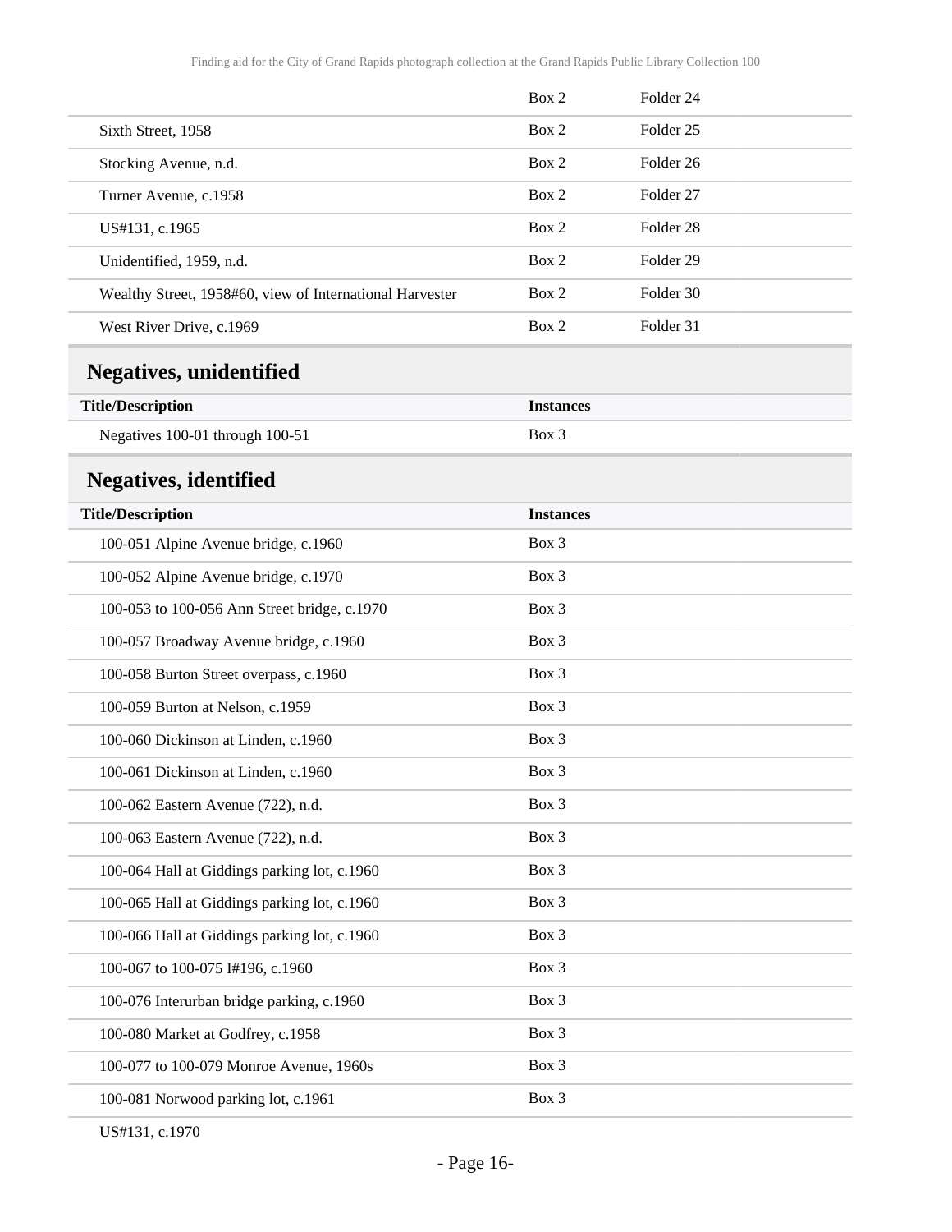| | | |
|---|---|---|
| | Box 2 | Folder 24 |
| Sixth Street, 1958 | Box 2 | Folder 25 |
| Stocking Avenue, n.d. | Box 2 | Folder 26 |
| Turner Avenue, c.1958 | Box 2 | Folder 27 |
| US#131, c.1965 | Box 2 | Folder 28 |
| Unidentified, 1959, n.d. | Box 2 | Folder 29 |
| Wealthy Street, 1958#60, view of International Harvester | Box 2 | Folder 30 |
| West River Drive, c.1969 | Box 2 | Folder 31 |

## Negatives, unidentified

| Title/Description | Instances |
|---|---|
| Negatives 100-01 through 100-51 | Box 3 |

## Negatives, identified

| Title/Description | Instances |
|---|---|
| 100-051 Alpine Avenue bridge, c.1960 | Box 3 |
| 100-052 Alpine Avenue bridge, c.1970 | Box 3 |
| 100-053 to 100-056 Ann Street bridge, c.1970 | Box 3 |
| 100-057 Broadway Avenue bridge, c.1960 | Box 3 |
| 100-058 Burton Street overpass, c.1960 | Box 3 |
| 100-059 Burton at Nelson, c.1959 | Box 3 |
| 100-060 Dickinson at Linden, c.1960 | Box 3 |
| 100-061 Dickinson at Linden, c.1960 | Box 3 |
| 100-062 Eastern Avenue (722), n.d. | Box 3 |
| 100-063 Eastern Avenue (722), n.d. | Box 3 |
| 100-064 Hall at Giddings parking lot, c.1960 | Box 3 |
| 100-065 Hall at Giddings parking lot, c.1960 | Box 3 |
| 100-066 Hall at Giddings parking lot, c.1960 | Box 3 |
| 100-067 to 100-075 I#196, c.1960 | Box 3 |
| 100-076 Interurban bridge parking, c.1960 | Box 3 |
| 100-080 Market at Godfrey, c.1958 | Box 3 |
| 100-077 to 100-079 Monroe Avenue, 1960s | Box 3 |
| 100-081 Norwood parking lot, c.1961 | Box 3 |
| US#131, c.1970 | |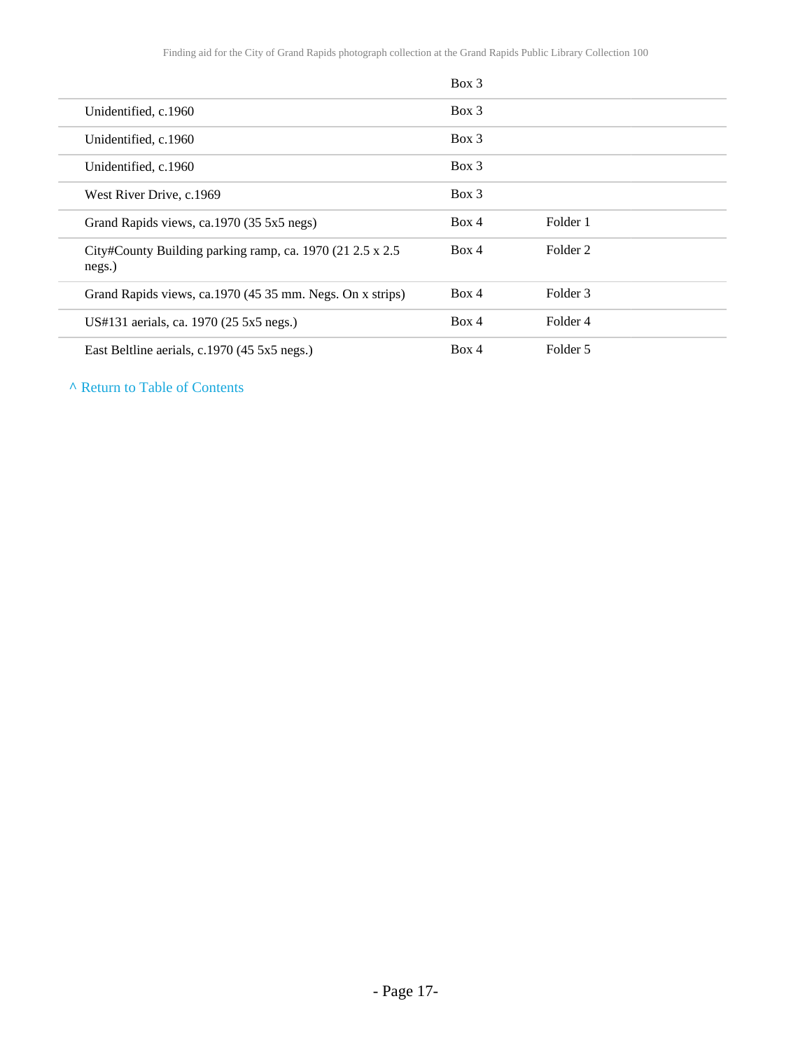| | | |
|---|---|---|
| | Box 3 | |
| Unidentified, c.1960 | Box 3 | |
| Unidentified, c.1960 | Box 3 | |
| Unidentified, c.1960 | Box 3 | |
| West River Drive, c.1969 | Box 3 | |
| Grand Rapids views, ca.1970 (35 5x5 negs) | Box 4 | Folder 1 |
| City#County Building parking ramp, ca. 1970 (21 2.5 x 2.5 negs.) | Box 4 | Folder 2 |
| Grand Rapids views, ca.1970 (45 35 mm. Negs. On x strips) | Box 4 | Folder 3 |
| US#131 aerials, ca. 1970 (25 5x5 negs.) | Box 4 | Folder 4 |
| East Beltline aerials, c.1970 (45 5x5 negs.) | Box 4 | Folder 5 |

^ Return to Table of Contents